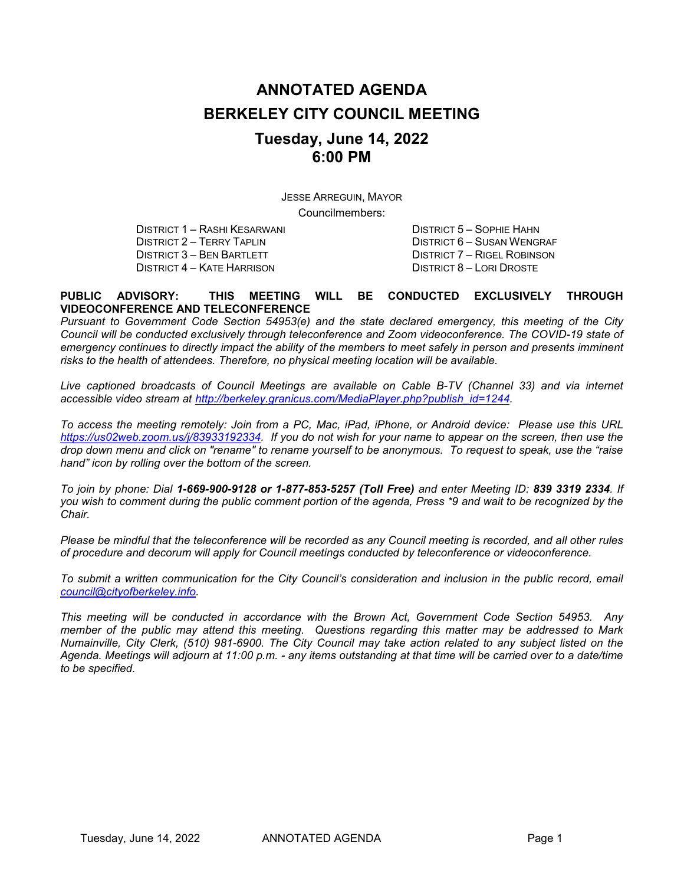# ANNOTATED AGENDA
# BERKELEY CITY COUNCIL MEETING
## Tuesday, June 14, 2022
## 6:00 PM

JESSE ARREGUIN, MAYOR

Councilmembers:

DISTRICT 1 – RASHI KESARWANI
DISTRICT 2 – TERRY TAPLIN
DISTRICT 3 – BEN BARTLETT
DISTRICT 4 – KATE HARRISON
DISTRICT 5 – SOPHIE HAHN
DISTRICT 6 – SUSAN WENGRAF
DISTRICT 7 – RIGEL ROBINSON
DISTRICT 8 – LORI DROSTE

**PUBLIC ADVISORY: THIS MEETING WILL BE CONDUCTED EXCLUSIVELY THROUGH VIDEOCONFERENCE AND TELECONFERENCE**

*Pursuant to Government Code Section 54953(e) and the state declared emergency, this meeting of the City Council will be conducted exclusively through teleconference and Zoom videoconference. The COVID-19 state of emergency continues to directly impact the ability of the members to meet safely in person and presents imminent risks to the health of attendees. Therefore, no physical meeting location will be available.*

*Live captioned broadcasts of Council Meetings are available on Cable B-TV (Channel 33) and via internet accessible video stream at http://berkeley.granicus.com/MediaPlayer.php?publish_id=1244.*

*To access the meeting remotely: Join from a PC, Mac, iPad, iPhone, or Android device: Please use this URL https://us02web.zoom.us/j/83933192334. If you do not wish for your name to appear on the screen, then use the drop down menu and click on "rename" to rename yourself to be anonymous. To request to speak, use the "raise hand" icon by rolling over the bottom of the screen.*

*To join by phone: Dial **1-669-900-9128 or 1-877-853-5257 (Toll Free)** and enter Meeting ID: **839 3319 2334**. If you wish to comment during the public comment portion of the agenda, Press *9 and wait to be recognized by the Chair.*

*Please be mindful that the teleconference will be recorded as any Council meeting is recorded, and all other rules of procedure and decorum will apply for Council meetings conducted by teleconference or videoconference.*

*To submit a written communication for the City Council's consideration and inclusion in the public record, email council@cityofberkeley.info.*

*This meeting will be conducted in accordance with the Brown Act, Government Code Section 54953. Any member of the public may attend this meeting. Questions regarding this matter may be addressed to Mark Numainville, City Clerk, (510) 981-6900. The City Council may take action related to any subject listed on the Agenda. Meetings will adjourn at 11:00 p.m. - any items outstanding at that time will be carried over to a date/time to be specified.*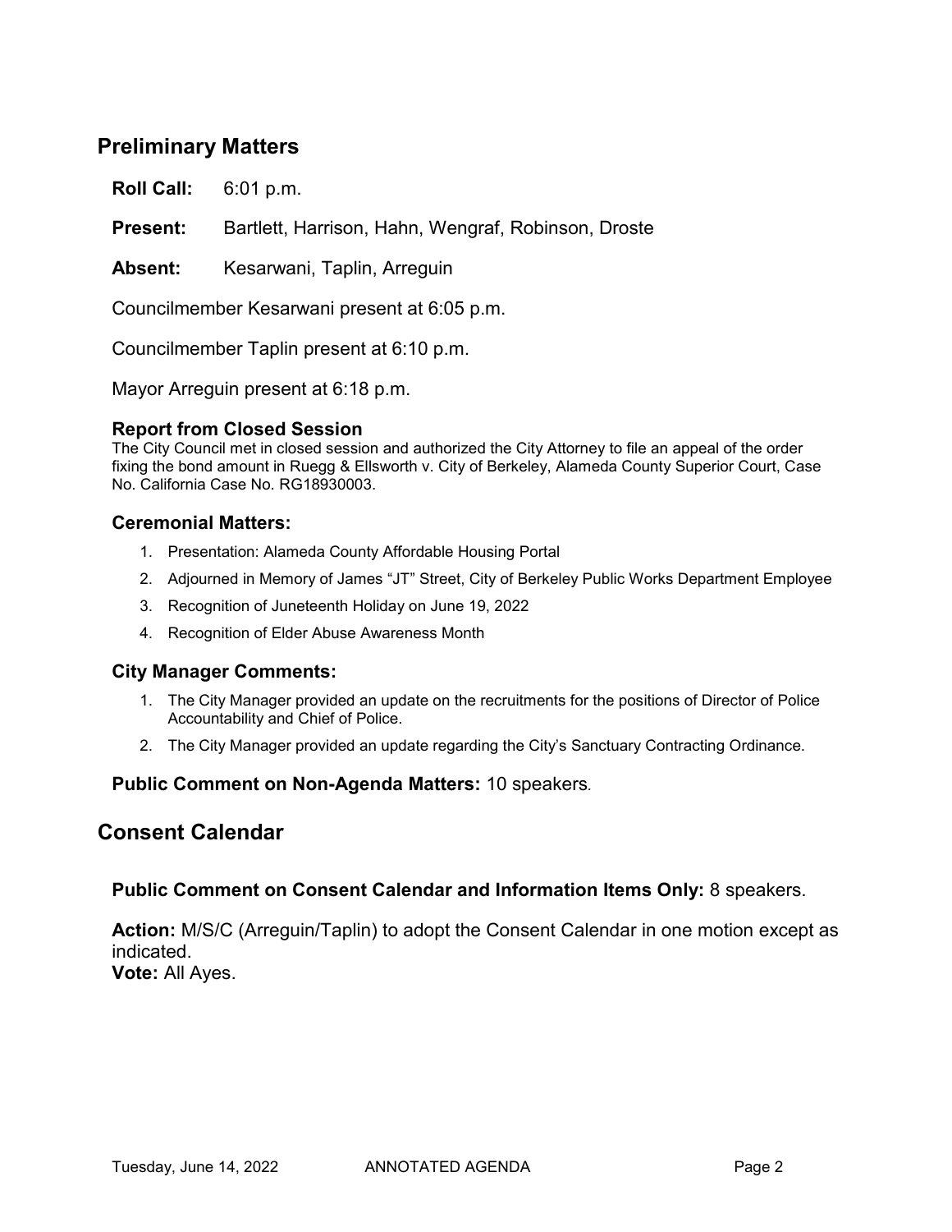## Preliminary Matters

**Roll Call:** 6:01 p.m.

**Present:** Bartlett, Harrison, Hahn, Wengraf, Robinson, Droste

**Absent:** Kesarwani, Taplin, Arreguin

Councilmember Kesarwani present at 6:05 p.m.

Councilmember Taplin present at 6:10 p.m.

Mayor Arreguin present at 6:18 p.m.

### Report from Closed Session

The City Council met in closed session and authorized the City Attorney to file an appeal of the order fixing the bond amount in Ruegg & Ellsworth v. City of Berkeley, Alameda County Superior Court, Case No. California Case No. RG18930003.

### Ceremonial Matters:

1. Presentation: Alameda County Affordable Housing Portal
2. Adjourned in Memory of James "JT" Street, City of Berkeley Public Works Department Employee
3. Recognition of Juneteenth Holiday on June 19, 2022
4. Recognition of Elder Abuse Awareness Month

### City Manager Comments:

1. The City Manager provided an update on the recruitments for the positions of Director of Police Accountability and Chief of Police.
2. The City Manager provided an update regarding the City's Sanctuary Contracting Ordinance.

**Public Comment on Non-Agenda Matters:** 10 speakers.

## Consent Calendar

**Public Comment on Consent Calendar and Information Items Only:** 8 speakers.

**Action:** M/S/C (Arreguin/Taplin) to adopt the Consent Calendar in one motion except as indicated.
**Vote:** All Ayes.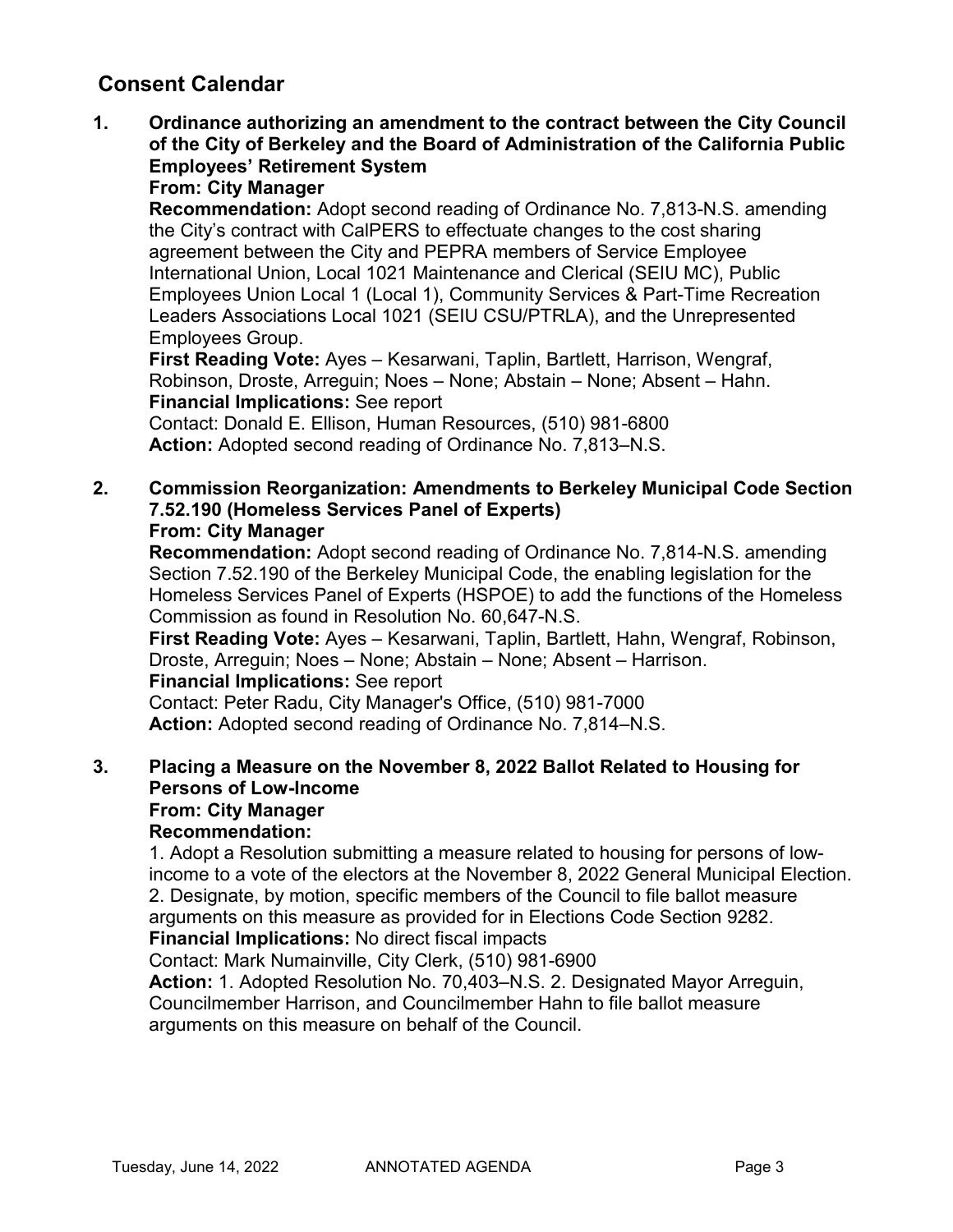## Consent Calendar

**1. Ordinance authorizing an amendment to the contract between the City Council of the City of Berkeley and the Board of Administration of the California Public Employees' Retirement System**
**From: City Manager**
**Recommendation:** Adopt second reading of Ordinance No. 7,813-N.S. amending the City's contract with CalPERS to effectuate changes to the cost sharing agreement between the City and PEPRA members of Service Employee International Union, Local 1021 Maintenance and Clerical (SEIU MC), Public Employees Union Local 1 (Local 1), Community Services & Part-Time Recreation Leaders Associations Local 1021 (SEIU CSU/PTRLA), and the Unrepresented Employees Group.
**First Reading Vote:** Ayes – Kesarwani, Taplin, Bartlett, Harrison, Wengraf, Robinson, Droste, Arreguin; Noes – None; Abstain – None; Absent – Hahn.
**Financial Implications:** See report
Contact: Donald E. Ellison, Human Resources, (510) 981-6800
**Action:** Adopted second reading of Ordinance No. 7,813–N.S.

**2. Commission Reorganization: Amendments to Berkeley Municipal Code Section 7.52.190 (Homeless Services Panel of Experts)**
**From: City Manager**
**Recommendation:** Adopt second reading of Ordinance No. 7,814-N.S. amending Section 7.52.190 of the Berkeley Municipal Code, the enabling legislation for the Homeless Services Panel of Experts (HSPOE) to add the functions of the Homeless Commission as found in Resolution No. 60,647-N.S.
**First Reading Vote:** Ayes – Kesarwani, Taplin, Bartlett, Hahn, Wengraf, Robinson, Droste, Arreguin; Noes – None; Abstain – None; Absent – Harrison.
**Financial Implications:** See report
Contact: Peter Radu, City Manager's Office, (510) 981-7000
**Action:** Adopted second reading of Ordinance No. 7,814–N.S.

**3. Placing a Measure on the November 8, 2022 Ballot Related to Housing for Persons of Low-Income**
**From: City Manager**
**Recommendation:**
1. Adopt a Resolution submitting a measure related to housing for persons of low-income to a vote of the electors at the November 8, 2022 General Municipal Election.
2. Designate, by motion, specific members of the Council to file ballot measure arguments on this measure as provided for in Elections Code Section 9282.
**Financial Implications:** No direct fiscal impacts
Contact: Mark Numainville, City Clerk, (510) 981-6900
**Action:** 1. Adopted Resolution No. 70,403–N.S. 2. Designated Mayor Arreguin, Councilmember Harrison, and Councilmember Hahn to file ballot measure arguments on this measure on behalf of the Council.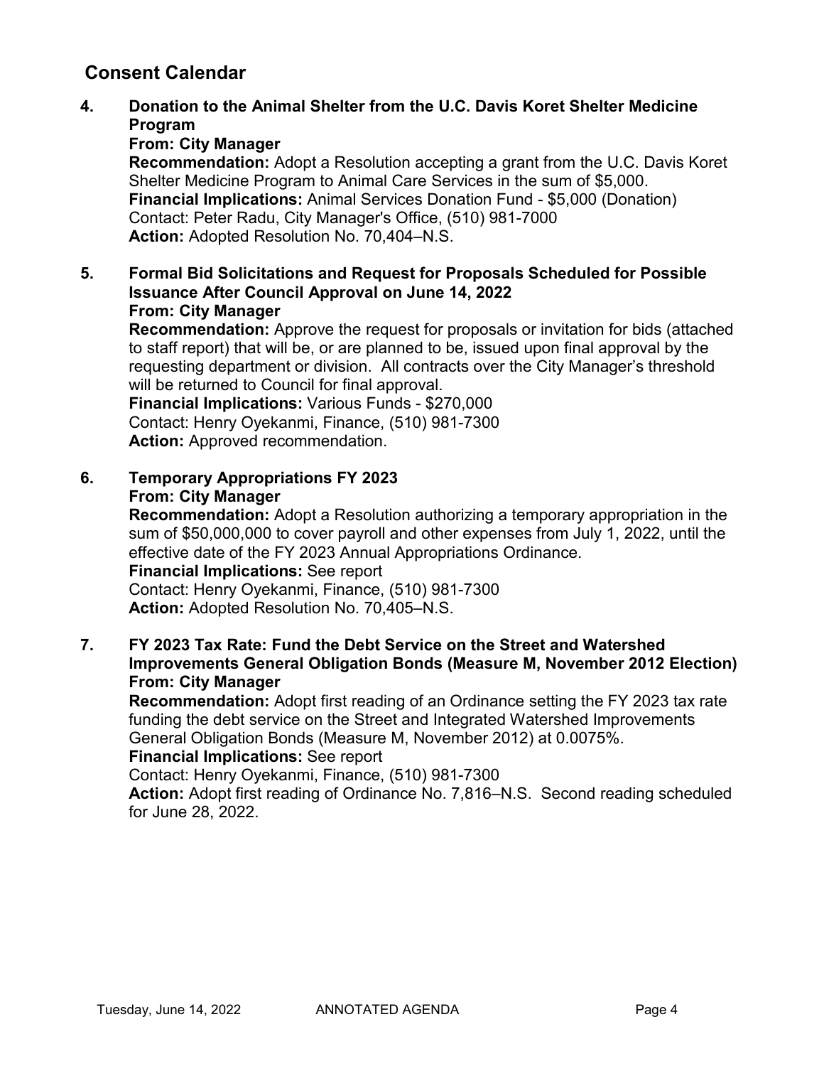## Consent Calendar

**4. Donation to the Animal Shelter from the U.C. Davis Koret Shelter Medicine Program**

**From: City Manager**

**Recommendation:** Adopt a Resolution accepting a grant from the U.C. Davis Koret Shelter Medicine Program to Animal Care Services in the sum of $5,000.

**Financial Implications:** Animal Services Donation Fund - $5,000 (Donation)

Contact: Peter Radu, City Manager's Office, (510) 981-7000

**Action:** Adopted Resolution No. 70,404–N.S.

**5. Formal Bid Solicitations and Request for Proposals Scheduled for Possible Issuance After Council Approval on June 14, 2022**

**From: City Manager**

**Recommendation:** Approve the request for proposals or invitation for bids (attached to staff report) that will be, or are planned to be, issued upon final approval by the requesting department or division. All contracts over the City Manager's threshold will be returned to Council for final approval.

**Financial Implications:** Various Funds - $270,000

Contact: Henry Oyekanmi, Finance, (510) 981-7300

**Action:** Approved recommendation.

**6. Temporary Appropriations FY 2023**

**From: City Manager**

**Recommendation:** Adopt a Resolution authorizing a temporary appropriation in the sum of $50,000,000 to cover payroll and other expenses from July 1, 2022, until the effective date of the FY 2023 Annual Appropriations Ordinance.

**Financial Implications:** See report

Contact: Henry Oyekanmi, Finance, (510) 981-7300

**Action:** Adopted Resolution No. 70,405–N.S.

**7. FY 2023 Tax Rate: Fund the Debt Service on the Street and Watershed Improvements General Obligation Bonds (Measure M, November 2012 Election)**

**From: City Manager**

**Recommendation:** Adopt first reading of an Ordinance setting the FY 2023 tax rate funding the debt service on the Street and Integrated Watershed Improvements General Obligation Bonds (Measure M, November 2012) at 0.0075%.

**Financial Implications:** See report

Contact: Henry Oyekanmi, Finance, (510) 981-7300

**Action:** Adopt first reading of Ordinance No. 7,816–N.S. Second reading scheduled for June 28, 2022.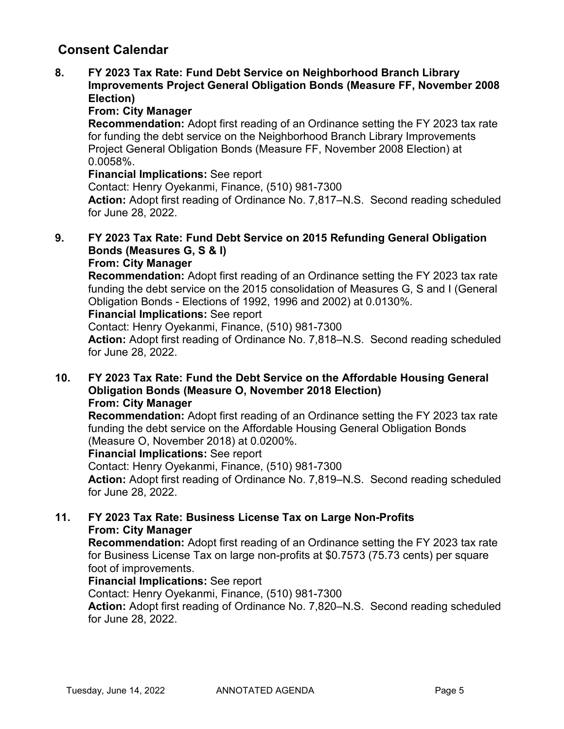## Consent Calendar

**8. FY 2023 Tax Rate: Fund Debt Service on Neighborhood Branch Library Improvements Project General Obligation Bonds (Measure FF, November 2008 Election)**

**From: City Manager**

**Recommendation:** Adopt first reading of an Ordinance setting the FY 2023 tax rate for funding the debt service on the Neighborhood Branch Library Improvements Project General Obligation Bonds (Measure FF, November 2008 Election) at 0.0058%.

**Financial Implications:** See report

Contact: Henry Oyekanmi, Finance, (510) 981-7300

**Action:** Adopt first reading of Ordinance No. 7,817–N.S. Second reading scheduled for June 28, 2022.

**9. FY 2023 Tax Rate: Fund Debt Service on 2015 Refunding General Obligation Bonds (Measures G, S & I)**

**From: City Manager**

**Recommendation:** Adopt first reading of an Ordinance setting the FY 2023 tax rate funding the debt service on the 2015 consolidation of Measures G, S and I (General Obligation Bonds - Elections of 1992, 1996 and 2002) at 0.0130%.

**Financial Implications:** See report

Contact: Henry Oyekanmi, Finance, (510) 981-7300

**Action:** Adopt first reading of Ordinance No. 7,818–N.S. Second reading scheduled for June 28, 2022.

**10. FY 2023 Tax Rate: Fund the Debt Service on the Affordable Housing General Obligation Bonds (Measure O, November 2018 Election)**

**From: City Manager**

**Recommendation:** Adopt first reading of an Ordinance setting the FY 2023 tax rate funding the debt service on the Affordable Housing General Obligation Bonds (Measure O, November 2018) at 0.0200%.

**Financial Implications:** See report

Contact: Henry Oyekanmi, Finance, (510) 981-7300

**Action:** Adopt first reading of Ordinance No. 7,819–N.S. Second reading scheduled for June 28, 2022.

**11. FY 2023 Tax Rate: Business License Tax on Large Non-Profits**

**From: City Manager**

**Recommendation:** Adopt first reading of an Ordinance setting the FY 2023 tax rate for Business License Tax on large non-profits at $0.7573 (75.73 cents) per square foot of improvements.

**Financial Implications:** See report

Contact: Henry Oyekanmi, Finance, (510) 981-7300

**Action:** Adopt first reading of Ordinance No. 7,820–N.S. Second reading scheduled for June 28, 2022.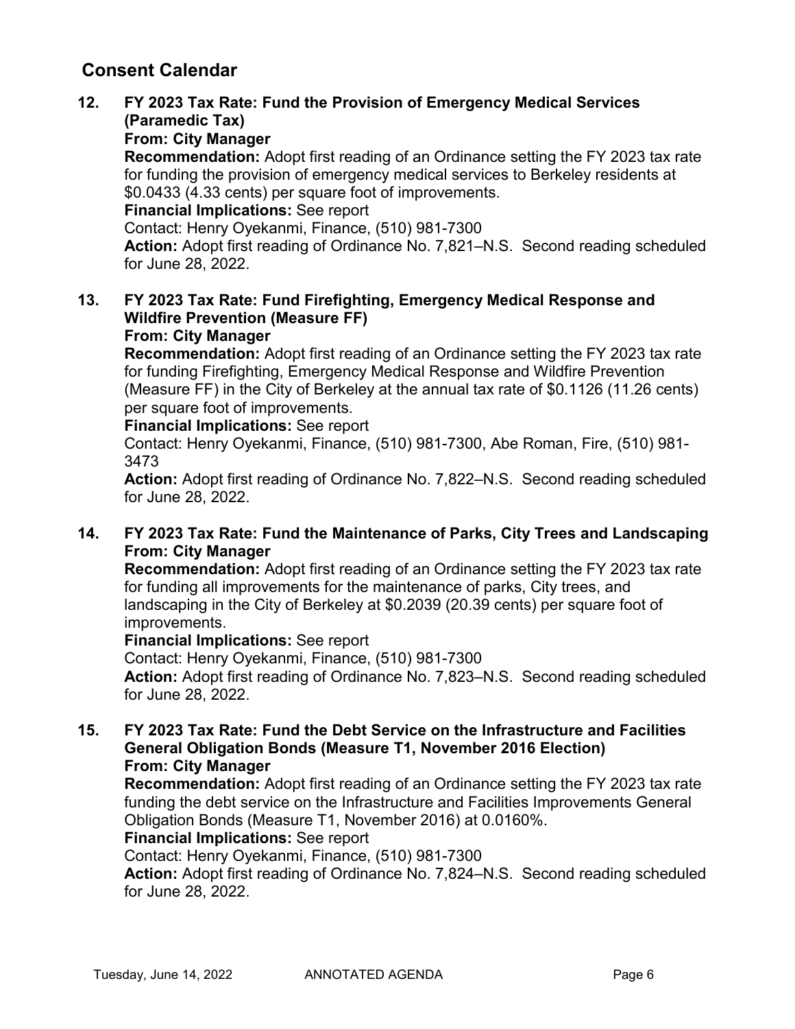## Consent Calendar

### 12. FY 2023 Tax Rate: Fund the Provision of Emergency Medical Services (Paramedic Tax)

**From: City Manager**

**Recommendation:** Adopt first reading of an Ordinance setting the FY 2023 tax rate for funding the provision of emergency medical services to Berkeley residents at $0.0433 (4.33 cents) per square foot of improvements.

**Financial Implications:** See report

Contact: Henry Oyekanmi, Finance, (510) 981-7300

**Action:** Adopt first reading of Ordinance No. 7,821–N.S. Second reading scheduled for June 28, 2022.

### 13. FY 2023 Tax Rate: Fund Firefighting, Emergency Medical Response and Wildfire Prevention (Measure FF)

**From: City Manager**

**Recommendation:** Adopt first reading of an Ordinance setting the FY 2023 tax rate for funding Firefighting, Emergency Medical Response and Wildfire Prevention (Measure FF) in the City of Berkeley at the annual tax rate of $0.1126 (11.26 cents) per square foot of improvements.

**Financial Implications:** See report

Contact: Henry Oyekanmi, Finance, (510) 981-7300, Abe Roman, Fire, (510) 981-3473

**Action:** Adopt first reading of Ordinance No. 7,822–N.S. Second reading scheduled for June 28, 2022.

### 14. FY 2023 Tax Rate: Fund the Maintenance of Parks, City Trees and Landscaping

**From: City Manager**

**Recommendation:** Adopt first reading of an Ordinance setting the FY 2023 tax rate for funding all improvements for the maintenance of parks, City trees, and landscaping in the City of Berkeley at $0.2039 (20.39 cents) per square foot of improvements.

**Financial Implications:** See report

Contact: Henry Oyekanmi, Finance, (510) 981-7300

**Action:** Adopt first reading of Ordinance No. 7,823–N.S. Second reading scheduled for June 28, 2022.

### 15. FY 2023 Tax Rate: Fund the Debt Service on the Infrastructure and Facilities General Obligation Bonds (Measure T1, November 2016 Election)

**From: City Manager**

**Recommendation:** Adopt first reading of an Ordinance setting the FY 2023 tax rate funding the debt service on the Infrastructure and Facilities Improvements General Obligation Bonds (Measure T1, November 2016) at 0.0160%.

**Financial Implications:** See report

Contact: Henry Oyekanmi, Finance, (510) 981-7300

**Action:** Adopt first reading of Ordinance No. 7,824–N.S. Second reading scheduled for June 28, 2022.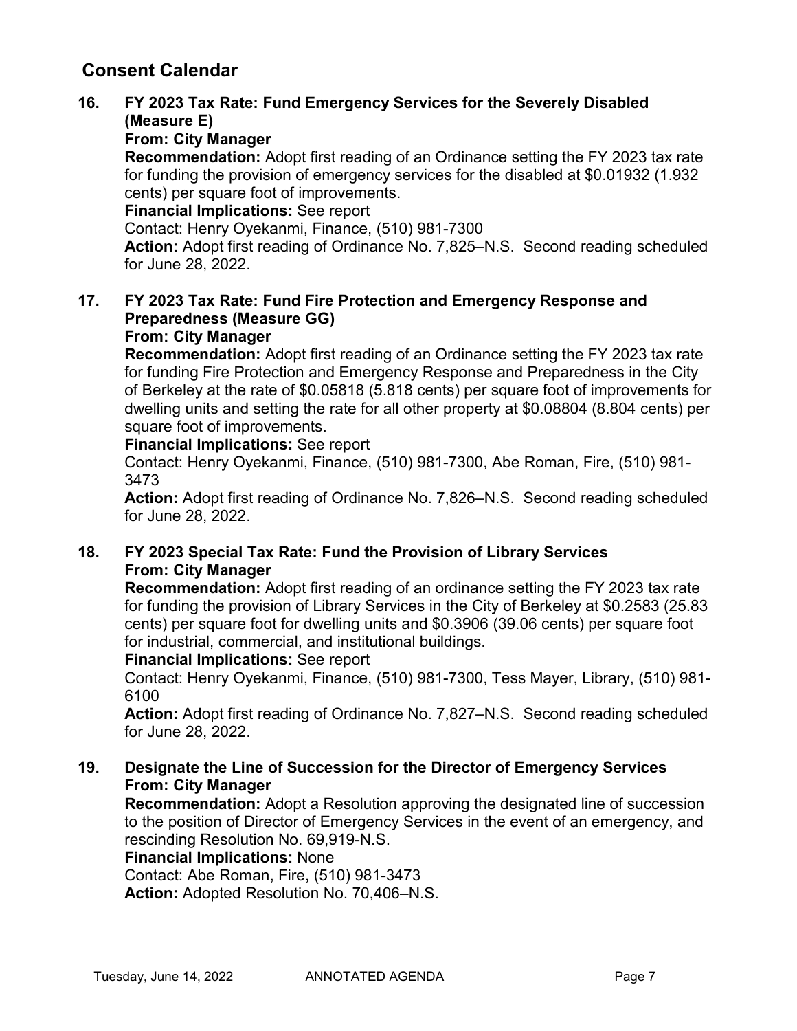## Consent Calendar

### 16. FY 2023 Tax Rate: Fund Emergency Services for the Severely Disabled (Measure E)

**From: City Manager**

**Recommendation:** Adopt first reading of an Ordinance setting the FY 2023 tax rate for funding the provision of emergency services for the disabled at $0.01932 (1.932 cents) per square foot of improvements.

**Financial Implications:** See report

Contact: Henry Oyekanmi, Finance, (510) 981-7300

**Action:** Adopt first reading of Ordinance No. 7,825–N.S. Second reading scheduled for June 28, 2022.

### 17. FY 2023 Tax Rate: Fund Fire Protection and Emergency Response and Preparedness (Measure GG)

**From: City Manager**

**Recommendation:** Adopt first reading of an Ordinance setting the FY 2023 tax rate for funding Fire Protection and Emergency Response and Preparedness in the City of Berkeley at the rate of $0.05818 (5.818 cents) per square foot of improvements for dwelling units and setting the rate for all other property at $0.08804 (8.804 cents) per square foot of improvements.

**Financial Implications:** See report

Contact: Henry Oyekanmi, Finance, (510) 981-7300, Abe Roman, Fire, (510) 981-3473

**Action:** Adopt first reading of Ordinance No. 7,826–N.S. Second reading scheduled for June 28, 2022.

### 18. FY 2023 Special Tax Rate: Fund the Provision of Library Services

**From: City Manager**

**Recommendation:** Adopt first reading of an ordinance setting the FY 2023 tax rate for funding the provision of Library Services in the City of Berkeley at $0.2583 (25.83 cents) per square foot for dwelling units and $0.3906 (39.06 cents) per square foot for industrial, commercial, and institutional buildings.

**Financial Implications:** See report

Contact: Henry Oyekanmi, Finance, (510) 981-7300, Tess Mayer, Library, (510) 981-6100

**Action:** Adopt first reading of Ordinance No. 7,827–N.S. Second reading scheduled for June 28, 2022.

### 19. Designate the Line of Succession for the Director of Emergency Services

**From: City Manager**

**Recommendation:** Adopt a Resolution approving the designated line of succession to the position of Director of Emergency Services in the event of an emergency, and rescinding Resolution No. 69,919-N.S.

**Financial Implications:** None

Contact: Abe Roman, Fire, (510) 981-3473

**Action:** Adopted Resolution No. 70,406–N.S.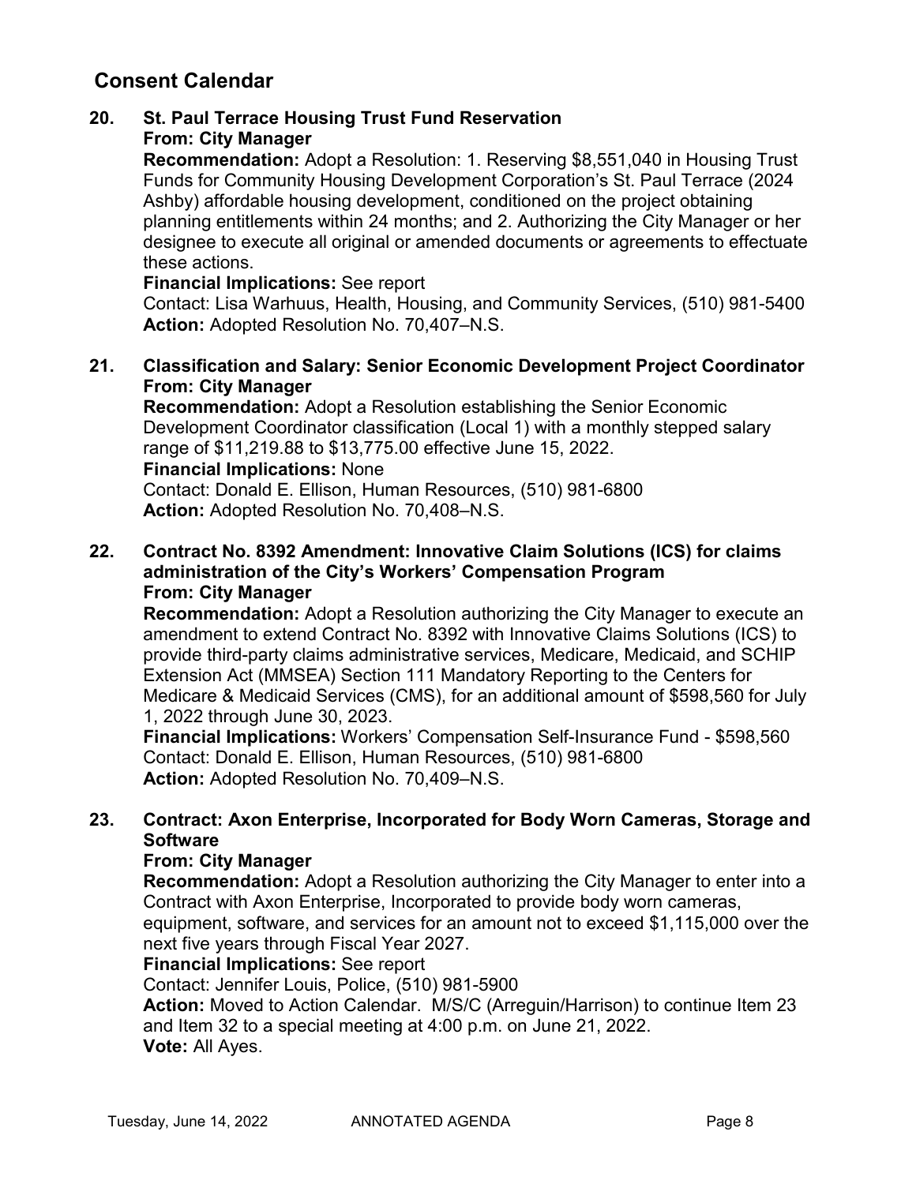## Consent Calendar

**20. St. Paul Terrace Housing Trust Fund Reservation**
**From: City Manager**

**Recommendation:** Adopt a Resolution: 1. Reserving $8,551,040 in Housing Trust Funds for Community Housing Development Corporation's St. Paul Terrace (2024 Ashby) affordable housing development, conditioned on the project obtaining planning entitlements within 24 months; and 2. Authorizing the City Manager or her designee to execute all original or amended documents or agreements to effectuate these actions.
**Financial Implications:** See report
Contact: Lisa Warhuus, Health, Housing, and Community Services, (510) 981-5400
**Action:** Adopted Resolution No. 70,407–N.S.

**21. Classification and Salary: Senior Economic Development Project Coordinator**
**From: City Manager**

**Recommendation:** Adopt a Resolution establishing the Senior Economic Development Coordinator classification (Local 1) with a monthly stepped salary range of $11,219.88 to $13,775.00 effective June 15, 2022.
**Financial Implications:** None
Contact: Donald E. Ellison, Human Resources, (510) 981-6800
**Action:** Adopted Resolution No. 70,408–N.S.

**22. Contract No. 8392 Amendment: Innovative Claim Solutions (ICS) for claims administration of the City's Workers' Compensation Program**
**From: City Manager**

**Recommendation:** Adopt a Resolution authorizing the City Manager to execute an amendment to extend Contract No. 8392 with Innovative Claims Solutions (ICS) to provide third-party claims administrative services, Medicare, Medicaid, and SCHIP Extension Act (MMSEA) Section 111 Mandatory Reporting to the Centers for Medicare & Medicaid Services (CMS), for an additional amount of $598,560 for July 1, 2022 through June 30, 2023.
**Financial Implications:** Workers' Compensation Self-Insurance Fund - $598,560
Contact: Donald E. Ellison, Human Resources, (510) 981-6800
**Action:** Adopted Resolution No. 70,409–N.S.

**23. Contract: Axon Enterprise, Incorporated for Body Worn Cameras, Storage and Software**
**From: City Manager**

**Recommendation:** Adopt a Resolution authorizing the City Manager to enter into a Contract with Axon Enterprise, Incorporated to provide body worn cameras, equipment, software, and services for an amount not to exceed $1,115,000 over the next five years through Fiscal Year 2027.
**Financial Implications:** See report
Contact: Jennifer Louis, Police, (510) 981-5900
**Action:** Moved to Action Calendar. M/S/C (Arreguin/Harrison) to continue Item 23 and Item 32 to a special meeting at 4:00 p.m. on June 21, 2022.
**Vote:** All Ayes.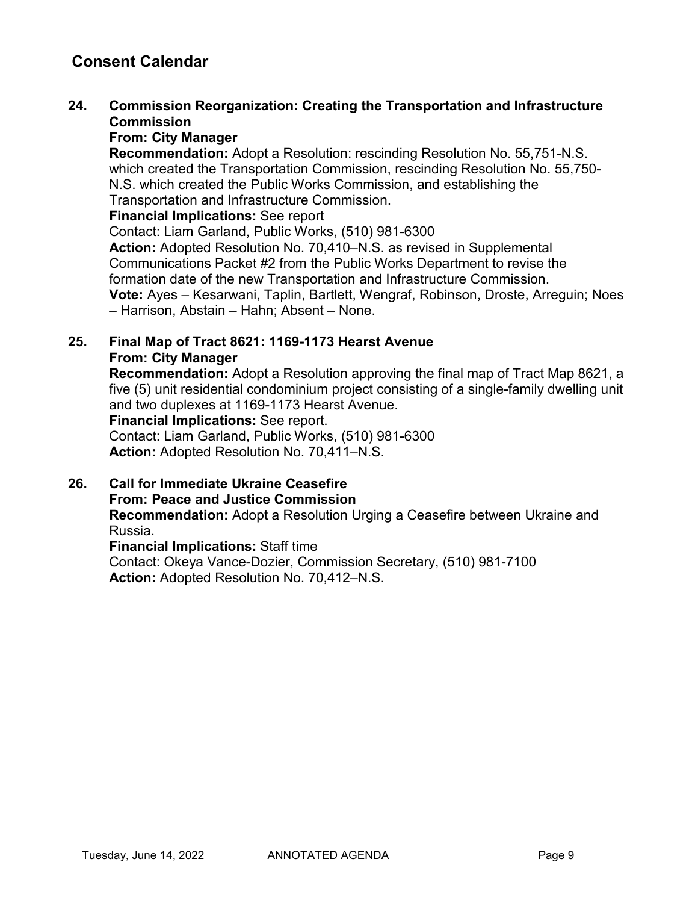## Consent Calendar

**24. Commission Reorganization: Creating the Transportation and Infrastructure Commission**
**From: City Manager**
**Recommendation:** Adopt a Resolution: rescinding Resolution No. 55,751-N.S. which created the Transportation Commission, rescinding Resolution No. 55,750-N.S. which created the Public Works Commission, and establishing the Transportation and Infrastructure Commission.
**Financial Implications:** See report
Contact: Liam Garland, Public Works, (510) 981-6300
**Action:** Adopted Resolution No. 70,410–N.S. as revised in Supplemental Communications Packet #2 from the Public Works Department to revise the formation date of the new Transportation and Infrastructure Commission.
**Vote:** Ayes – Kesarwani, Taplin, Bartlett, Wengraf, Robinson, Droste, Arreguin; Noes – Harrison, Abstain – Hahn; Absent – None.

**25. Final Map of Tract 8621: 1169-1173 Hearst Avenue**
**From: City Manager**
**Recommendation:** Adopt a Resolution approving the final map of Tract Map 8621, a five (5) unit residential condominium project consisting of a single-family dwelling unit and two duplexes at 1169-1173 Hearst Avenue.
**Financial Implications:** See report.
Contact: Liam Garland, Public Works, (510) 981-6300
**Action:** Adopted Resolution No. 70,411–N.S.

**26. Call for Immediate Ukraine Ceasefire**
**From: Peace and Justice Commission**
**Recommendation:** Adopt a Resolution Urging a Ceasefire between Ukraine and Russia.
**Financial Implications:** Staff time
Contact: Okeya Vance-Dozier, Commission Secretary, (510) 981-7100
**Action:** Adopted Resolution No. 70,412–N.S.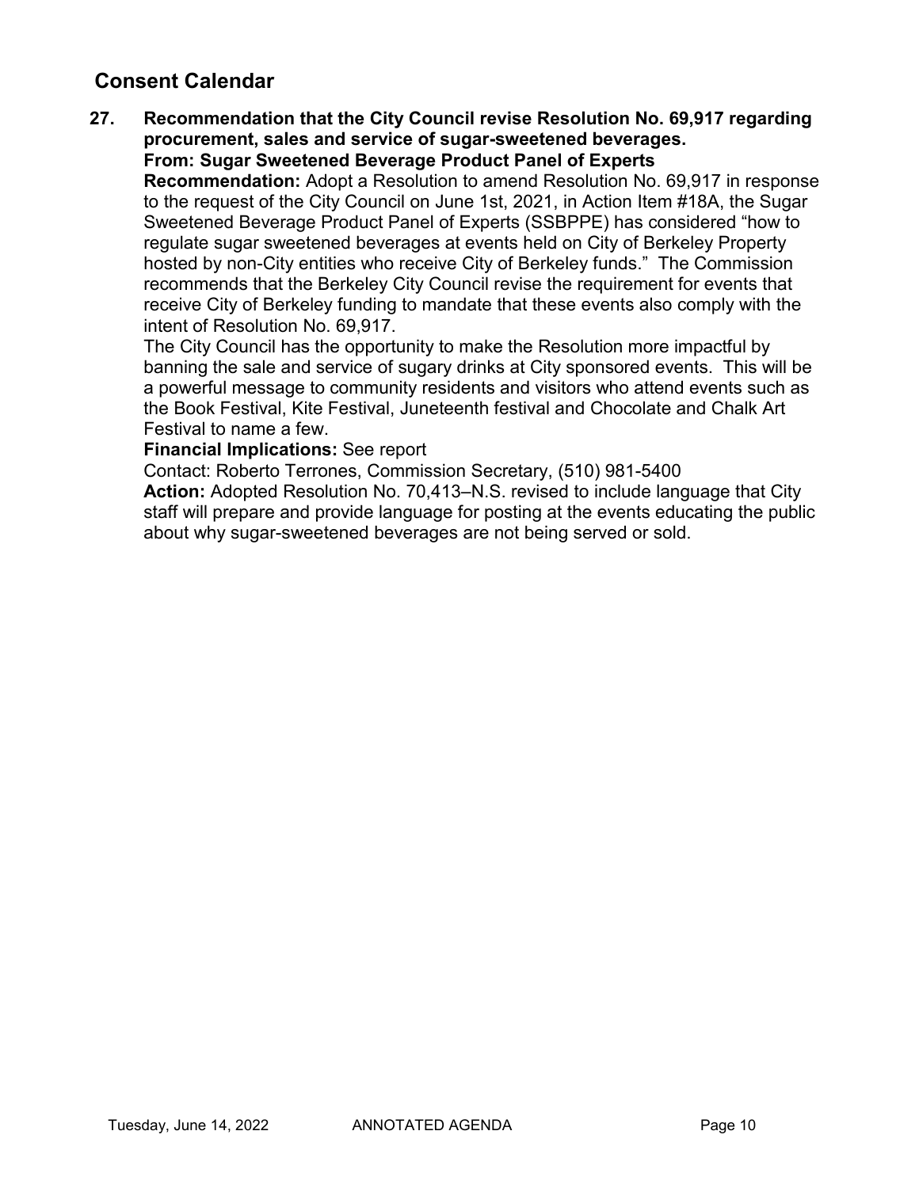## Consent Calendar

**27. Recommendation that the City Council revise Resolution No. 69,917 regarding procurement, sales and service of sugar-sweetened beverages.**
**From: Sugar Sweetened Beverage Product Panel of Experts**

**Recommendation:** Adopt a Resolution to amend Resolution No. 69,917 in response to the request of the City Council on June 1st, 2021, in Action Item #18A, the Sugar Sweetened Beverage Product Panel of Experts (SSBPPE) has considered "how to regulate sugar sweetened beverages at events held on City of Berkeley Property hosted by non-City entities who receive City of Berkeley funds." The Commission recommends that the Berkeley City Council revise the requirement for events that receive City of Berkeley funding to mandate that these events also comply with the intent of Resolution No. 69,917.

The City Council has the opportunity to make the Resolution more impactful by banning the sale and service of sugary drinks at City sponsored events. This will be a powerful message to community residents and visitors who attend events such as the Book Festival, Kite Festival, Juneteenth festival and Chocolate and Chalk Art Festival to name a few.

**Financial Implications:** See report

Contact: Roberto Terrones, Commission Secretary, (510) 981-5400

**Action:** Adopted Resolution No. 70,413–N.S. revised to include language that City staff will prepare and provide language for posting at the events educating the public about why sugar-sweetened beverages are not being served or sold.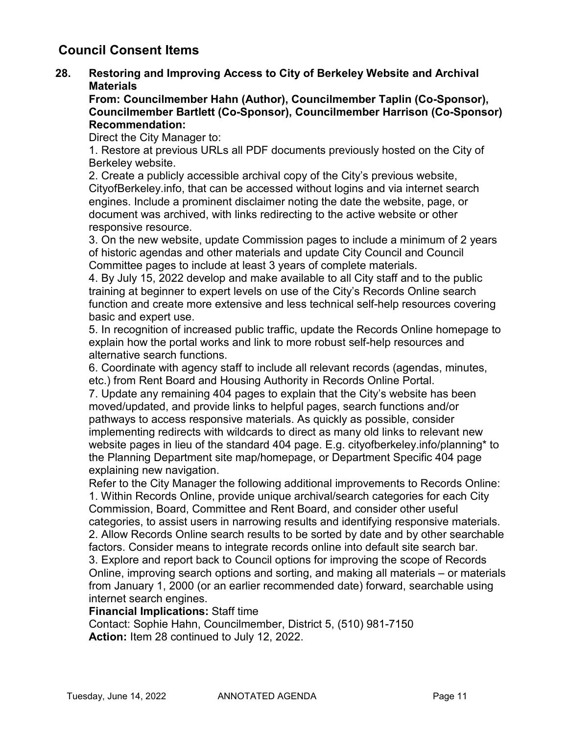## Council Consent Items

**28. Restoring and Improving Access to City of Berkeley Website and Archival Materials**

**From: Councilmember Hahn (Author), Councilmember Taplin (Co-Sponsor), Councilmember Bartlett (Co-Sponsor), Councilmember Harrison (Co-Sponsor)**

**Recommendation:**

Direct the City Manager to:

1. Restore at previous URLs all PDF documents previously hosted on the City of Berkeley website.
2. Create a publicly accessible archival copy of the City's previous website, CityofBerkeley.info, that can be accessed without logins and via internet search engines. Include a prominent disclaimer noting the date the website, page, or document was archived, with links redirecting to the active website or other responsive resource.
3. On the new website, update Commission pages to include a minimum of 2 years of historic agendas and other materials and update City Council and Council Committee pages to include at least 3 years of complete materials.
4. By July 15, 2022 develop and make available to all City staff and to the public training at beginner to expert levels on use of the City's Records Online search function and create more extensive and less technical self-help resources covering basic and expert use.
5. In recognition of increased public traffic, update the Records Online homepage to explain how the portal works and link to more robust self-help resources and alternative search functions.
6. Coordinate with agency staff to include all relevant records (agendas, minutes, etc.) from Rent Board and Housing Authority in Records Online Portal.
7. Update any remaining 404 pages to explain that the City's website has been moved/updated, and provide links to helpful pages, search functions and/or pathways to access responsive materials. As quickly as possible, consider implementing redirects with wildcards to direct as many old links to relevant new website pages in lieu of the standard 404 page. E.g. cityofberkeley.info/planning* to the Planning Department site map/homepage, or Department Specific 404 page explaining new navigation.

Refer to the City Manager the following additional improvements to Records Online:

1. Within Records Online, provide unique archival/search categories for each City Commission, Board, Committee and Rent Board, and consider other useful categories, to assist users in narrowing results and identifying responsive materials.
2. Allow Records Online search results to be sorted by date and by other searchable factors. Consider means to integrate records online into default site search bar.
3. Explore and report back to Council options for improving the scope of Records Online, improving search options and sorting, and making all materials – or materials from January 1, 2000 (or an earlier recommended date) forward, searchable using internet search engines.

**Financial Implications:** Staff time

Contact: Sophie Hahn, Councilmember, District 5, (510) 981-7150

**Action:** Item 28 continued to July 12, 2022.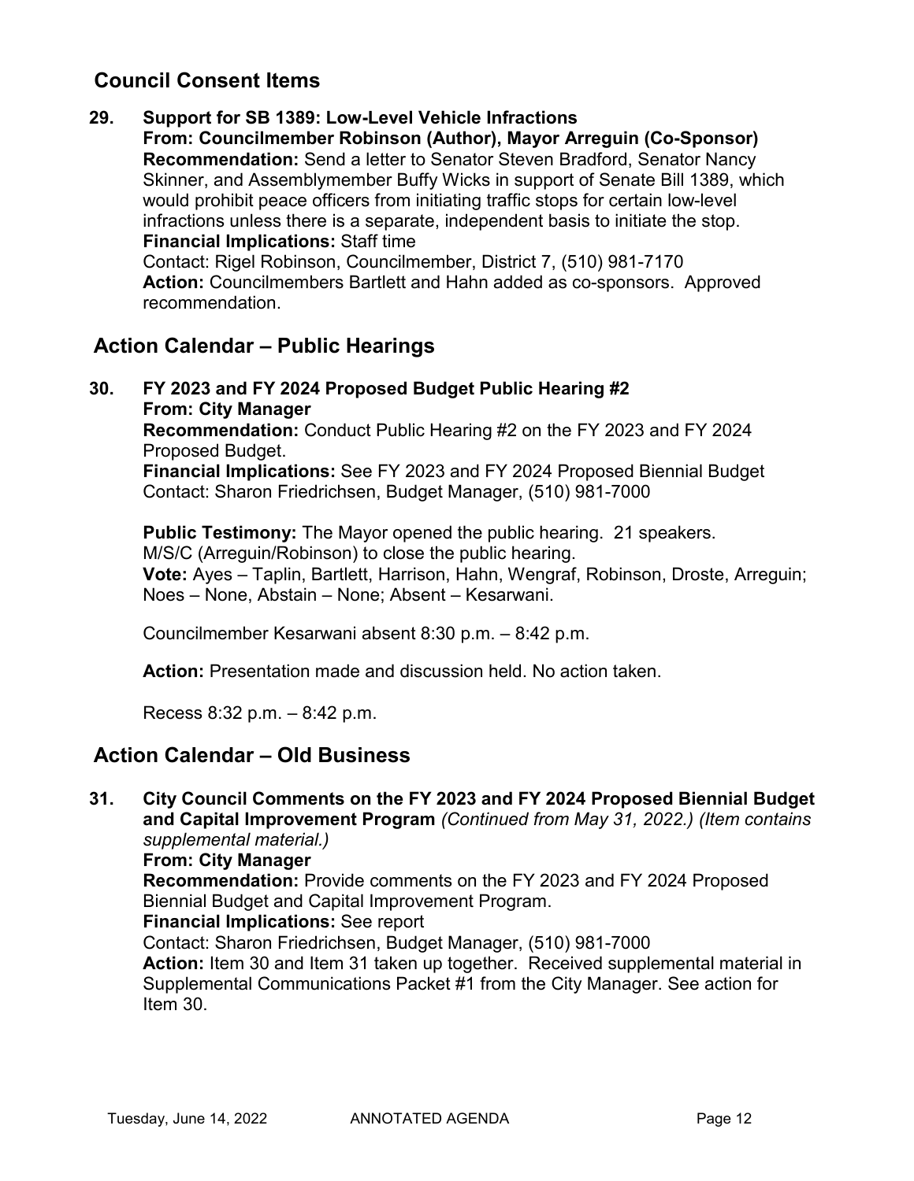## Council Consent Items

**29. Support for SB 1389: Low-Level Vehicle Infractions**
**From: Councilmember Robinson (Author), Mayor Arreguin (Co-Sponsor)**
**Recommendation:** Send a letter to Senator Steven Bradford, Senator Nancy Skinner, and Assemblymember Buffy Wicks in support of Senate Bill 1389, which would prohibit peace officers from initiating traffic stops for certain low-level infractions unless there is a separate, independent basis to initiate the stop.
**Financial Implications:** Staff time
Contact: Rigel Robinson, Councilmember, District 7, (510) 981-7170
**Action:** Councilmembers Bartlett and Hahn added as co-sponsors. Approved recommendation.

## Action Calendar – Public Hearings

**30. FY 2023 and FY 2024 Proposed Budget Public Hearing #2**
**From: City Manager**
**Recommendation:** Conduct Public Hearing #2 on the FY 2023 and FY 2024 Proposed Budget.
**Financial Implications:** See FY 2023 and FY 2024 Proposed Biennial Budget
Contact: Sharon Friedrichsen, Budget Manager, (510) 981-7000

**Public Testimony:** The Mayor opened the public hearing. 21 speakers.
M/S/C (Arreguin/Robinson) to close the public hearing.
**Vote:** Ayes – Taplin, Bartlett, Harrison, Hahn, Wengraf, Robinson, Droste, Arreguin; Noes – None, Abstain – None; Absent – Kesarwani.

Councilmember Kesarwani absent 8:30 p.m. – 8:42 p.m.

**Action:** Presentation made and discussion held. No action taken.

Recess 8:32 p.m. – 8:42 p.m.

## Action Calendar – Old Business

**31. City Council Comments on the FY 2023 and FY 2024 Proposed Biennial Budget and Capital Improvement Program** *(Continued from May 31, 2022.) (Item contains supplemental material.)*
**From: City Manager**
**Recommendation:** Provide comments on the FY 2023 and FY 2024 Proposed Biennial Budget and Capital Improvement Program.
**Financial Implications:** See report
Contact: Sharon Friedrichsen, Budget Manager, (510) 981-7000
**Action:** Item 30 and Item 31 taken up together. Received supplemental material in Supplemental Communications Packet #1 from the City Manager. See action for Item 30.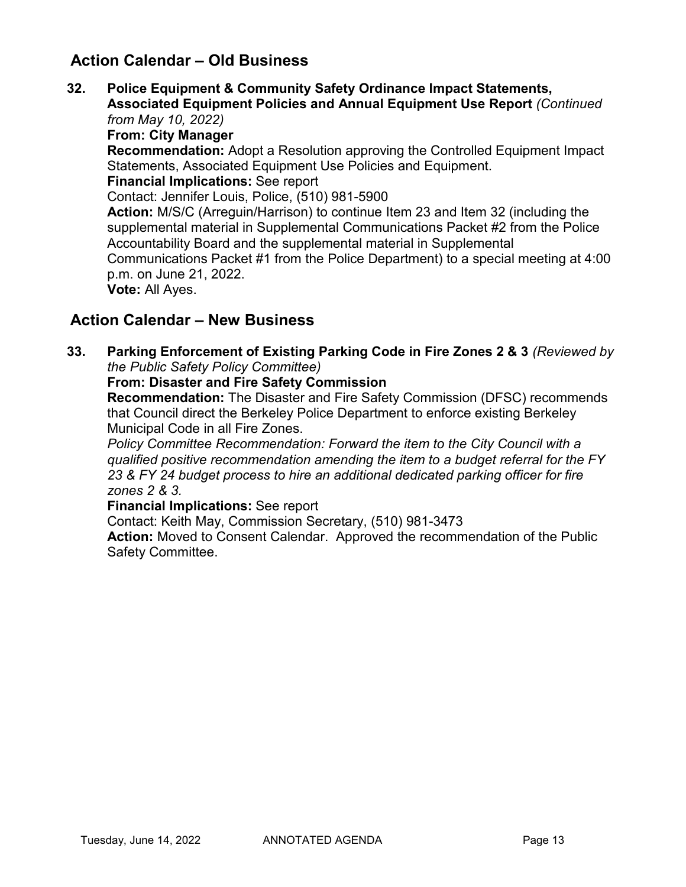## Action Calendar – Old Business

**32. Police Equipment & Community Safety Ordinance Impact Statements, Associated Equipment Policies and Annual Equipment Use Report** *(Continued from May 10, 2022)*
**From: City Manager**
**Recommendation:** Adopt a Resolution approving the Controlled Equipment Impact Statements, Associated Equipment Use Policies and Equipment.
**Financial Implications:** See report
Contact: Jennifer Louis, Police, (510) 981-5900
**Action:** M/S/C (Arreguin/Harrison) to continue Item 23 and Item 32 (including the supplemental material in Supplemental Communications Packet #2 from the Police Accountability Board and the supplemental material in Supplemental Communications Packet #1 from the Police Department) to a special meeting at 4:00 p.m. on June 21, 2022.
**Vote:** All Ayes.

## Action Calendar – New Business

**33. Parking Enforcement of Existing Parking Code in Fire Zones 2 & 3** *(Reviewed by the Public Safety Policy Committee)*
**From: Disaster and Fire Safety Commission**
**Recommendation:** The Disaster and Fire Safety Commission (DFSC) recommends that Council direct the Berkeley Police Department to enforce existing Berkeley Municipal Code in all Fire Zones.
*Policy Committee Recommendation: Forward the item to the City Council with a qualified positive recommendation amending the item to a budget referral for the FY 23 & FY 24 budget process to hire an additional dedicated parking officer for fire zones 2 & 3.*
**Financial Implications:** See report
Contact: Keith May, Commission Secretary, (510) 981-3473
**Action:** Moved to Consent Calendar. Approved the recommendation of the Public Safety Committee.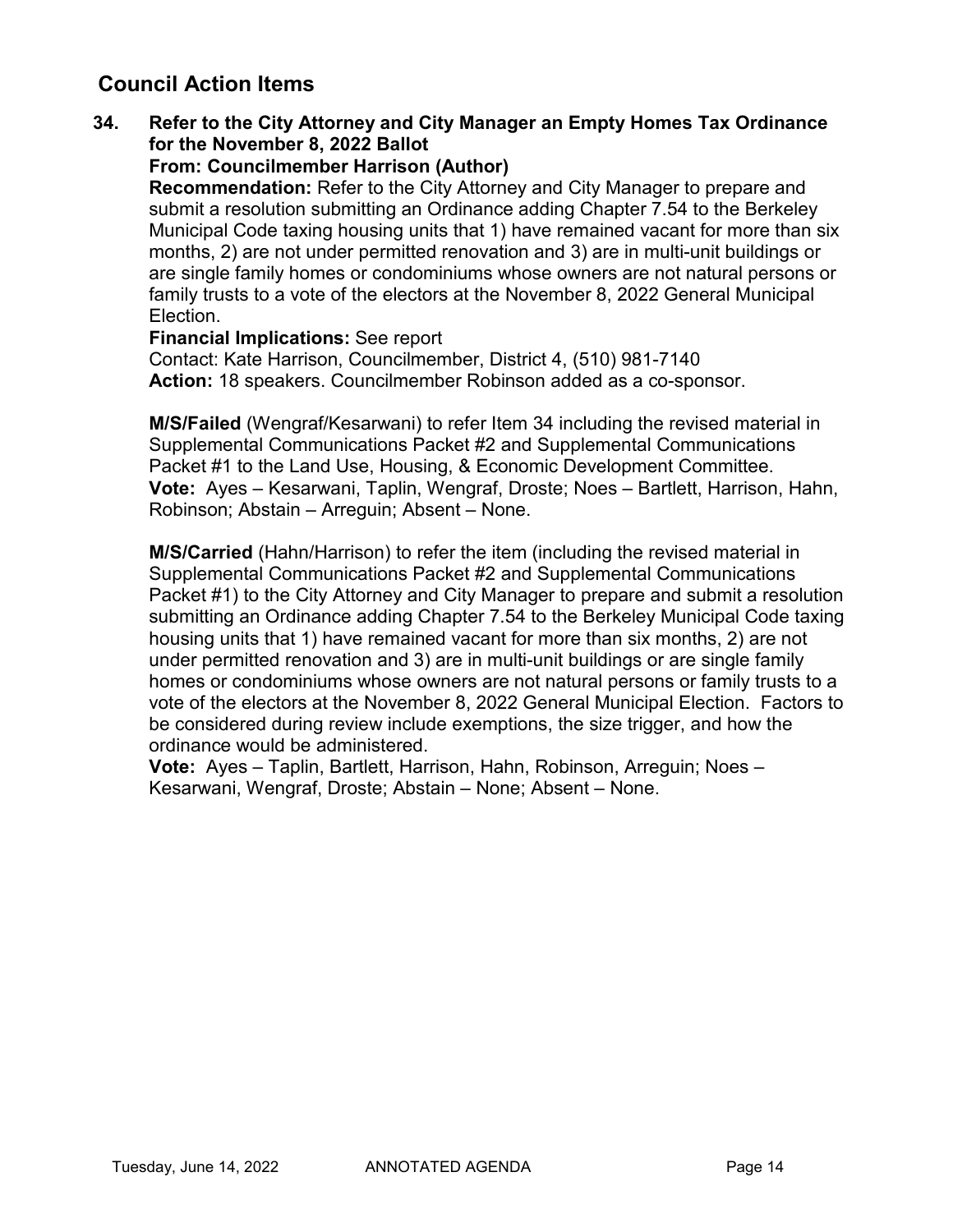## Council Action Items

**34. Refer to the City Attorney and City Manager an Empty Homes Tax Ordinance for the November 8, 2022 Ballot**

**From: Councilmember Harrison (Author)**

**Recommendation:** Refer to the City Attorney and City Manager to prepare and submit a resolution submitting an Ordinance adding Chapter 7.54 to the Berkeley Municipal Code taxing housing units that 1) have remained vacant for more than six months, 2) are not under permitted renovation and 3) are in multi-unit buildings or are single family homes or condominiums whose owners are not natural persons or family trusts to a vote of the electors at the November 8, 2022 General Municipal Election.

**Financial Implications:** See report

Contact: Kate Harrison, Councilmember, District 4, (510) 981-7140

**Action:** 18 speakers. Councilmember Robinson added as a co-sponsor.

**M/S/Failed** (Wengraf/Kesarwani) to refer Item 34 including the revised material in Supplemental Communications Packet #2 and Supplemental Communications Packet #1 to the Land Use, Housing, & Economic Development Committee.

**Vote:** Ayes – Kesarwani, Taplin, Wengraf, Droste; Noes – Bartlett, Harrison, Hahn, Robinson; Abstain – Arreguin; Absent – None.

**M/S/Carried** (Hahn/Harrison) to refer the item (including the revised material in Supplemental Communications Packet #2 and Supplemental Communications Packet #1) to the City Attorney and City Manager to prepare and submit a resolution submitting an Ordinance adding Chapter 7.54 to the Berkeley Municipal Code taxing housing units that 1) have remained vacant for more than six months, 2) are not under permitted renovation and 3) are in multi-unit buildings or are single family homes or condominiums whose owners are not natural persons or family trusts to a vote of the electors at the November 8, 2022 General Municipal Election. Factors to be considered during review include exemptions, the size trigger, and how the ordinance would be administered.

**Vote:** Ayes – Taplin, Bartlett, Harrison, Hahn, Robinson, Arreguin; Noes – Kesarwani, Wengraf, Droste; Abstain – None; Absent – None.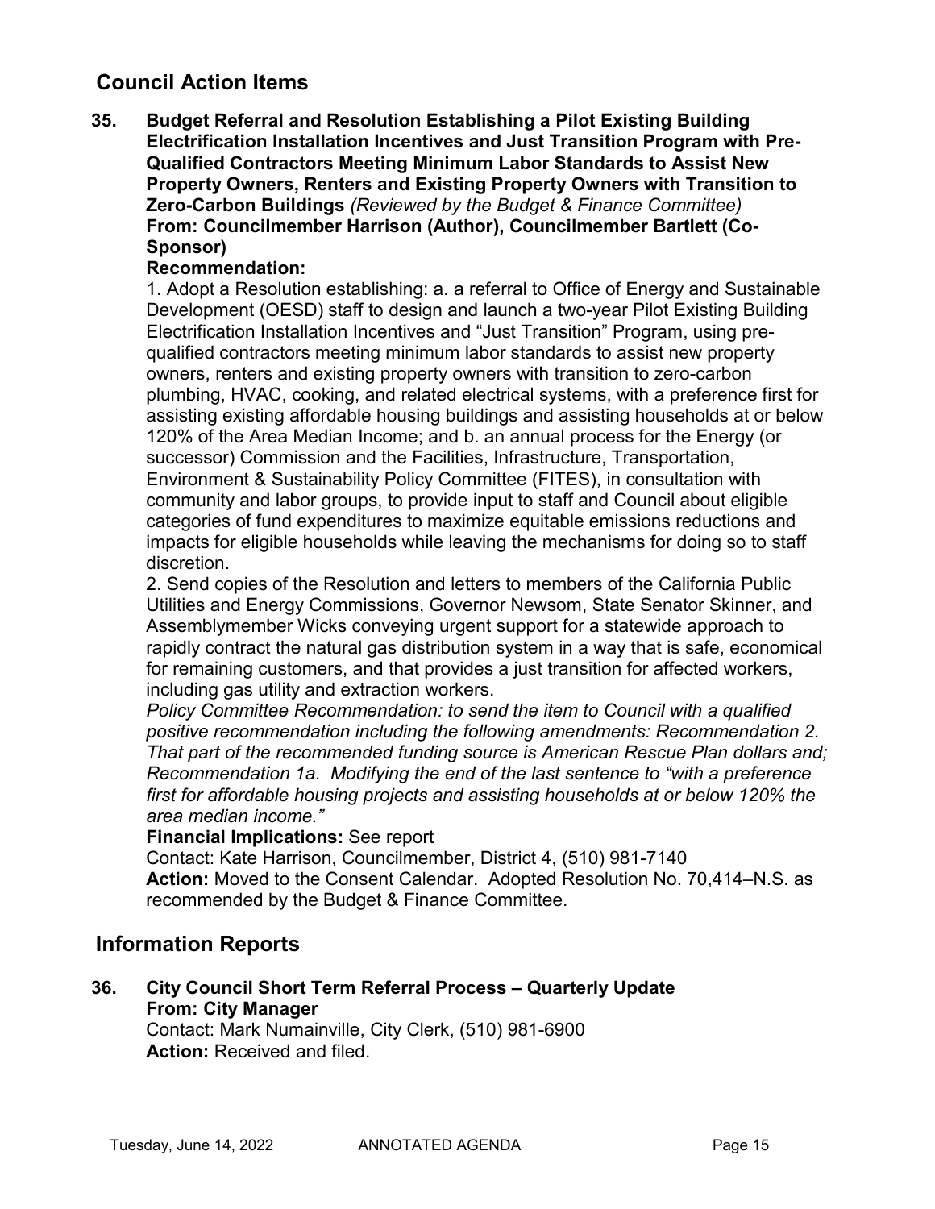## Council Action Items

**35. Budget Referral and Resolution Establishing a Pilot Existing Building Electrification Installation Incentives and Just Transition Program with Pre-Qualified Contractors Meeting Minimum Labor Standards to Assist New Property Owners, Renters and Existing Property Owners with Transition to Zero-Carbon Buildings** *(Reviewed by the Budget & Finance Committee)*
**From: Councilmember Harrison (Author), Councilmember Bartlett (Co-Sponsor)**
**Recommendation:**
1. Adopt a Resolution establishing: a. a referral to Office of Energy and Sustainable Development (OESD) staff to design and launch a two-year Pilot Existing Building Electrification Installation Incentives and "Just Transition" Program, using pre-qualified contractors meeting minimum labor standards to assist new property owners, renters and existing property owners with transition to zero-carbon plumbing, HVAC, cooking, and related electrical systems, with a preference first for assisting existing affordable housing buildings and assisting households at or below 120% of the Area Median Income; and b. an annual process for the Energy (or successor) Commission and the Facilities, Infrastructure, Transportation, Environment & Sustainability Policy Committee (FITES), in consultation with community and labor groups, to provide input to staff and Council about eligible categories of fund expenditures to maximize equitable emissions reductions and impacts for eligible households while leaving the mechanisms for doing so to staff discretion.
2. Send copies of the Resolution and letters to members of the California Public Utilities and Energy Commissions, Governor Newsom, State Senator Skinner, and Assemblymember Wicks conveying urgent support for a statewide approach to rapidly contract the natural gas distribution system in a way that is safe, economical for remaining customers, and that provides a just transition for affected workers, including gas utility and extraction workers.
*Policy Committee Recommendation: to send the item to Council with a qualified positive recommendation including the following amendments: Recommendation 2. That part of the recommended funding source is American Rescue Plan dollars and; Recommendation 1a. Modifying the end of the last sentence to "with a preference first for affordable housing projects and assisting households at or below 120% the area median income."*
**Financial Implications:** See report
Contact: Kate Harrison, Councilmember, District 4, (510) 981-7140
**Action:** Moved to the Consent Calendar. Adopted Resolution No. 70,414–N.S. as recommended by the Budget & Finance Committee.

## Information Reports

**36. City Council Short Term Referral Process – Quarterly Update**
**From: City Manager**
Contact: Mark Numainville, City Clerk, (510) 981-6900
**Action:** Received and filed.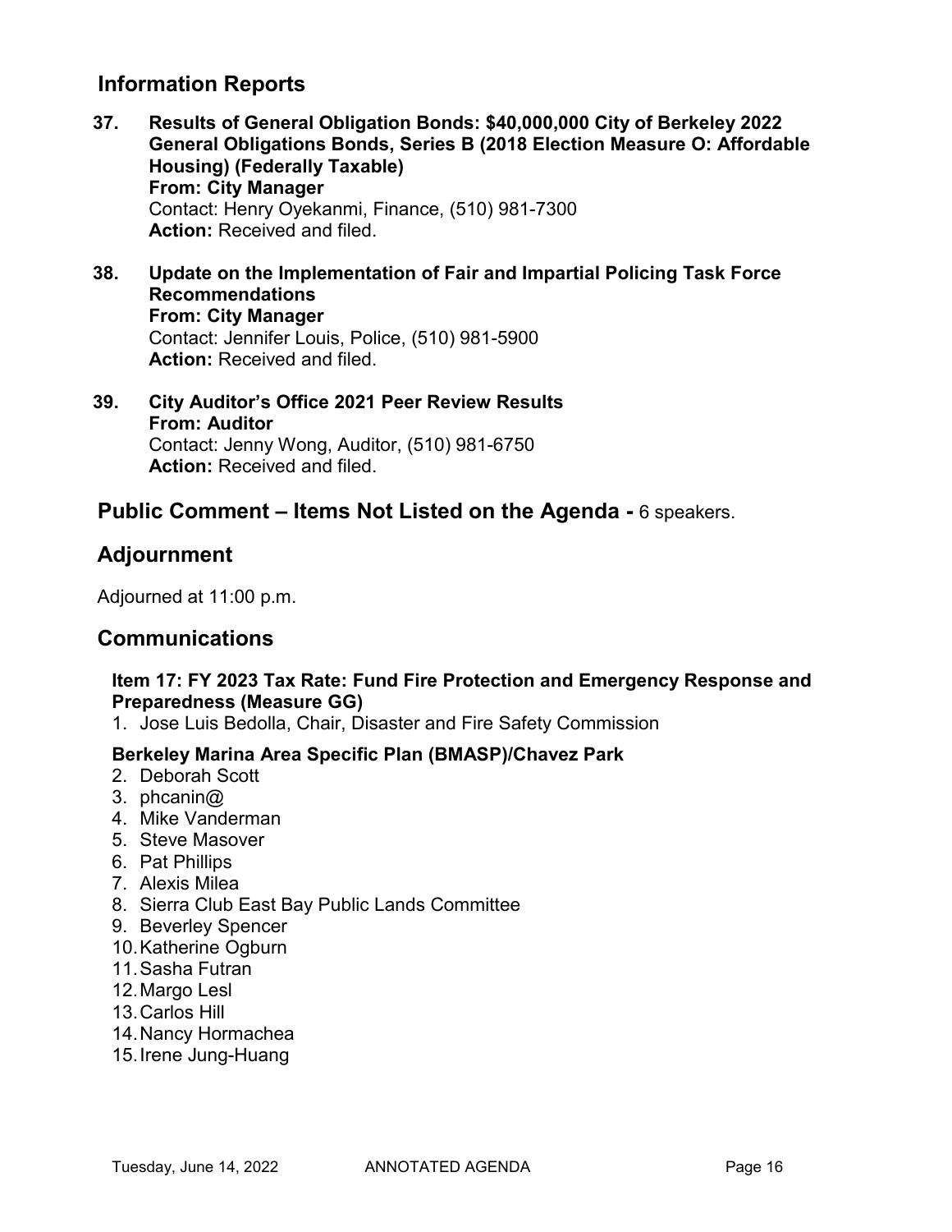## Information Reports

**37. Results of General Obligation Bonds: $40,000,000 City of Berkeley 2022 General Obligations Bonds, Series B (2018 Election Measure O: Affordable Housing) (Federally Taxable)**
**From: City Manager**
Contact: Henry Oyekanmi, Finance, (510) 981-7300
**Action:** Received and filed.

**38. Update on the Implementation of Fair and Impartial Policing Task Force Recommendations**
**From: City Manager**
Contact: Jennifer Louis, Police, (510) 981-5900
**Action:** Received and filed.

**39. City Auditor's Office 2021 Peer Review Results**
**From: Auditor**
Contact: Jenny Wong, Auditor, (510) 981-6750
**Action:** Received and filed.

## Public Comment – Items Not Listed on the Agenda - 6 speakers.

## Adjournment

Adjourned at 11:00 p.m.

## Communications

**Item 17: FY 2023 Tax Rate: Fund Fire Protection and Emergency Response and Preparedness (Measure GG)**

1. Jose Luis Bedolla, Chair, Disaster and Fire Safety Commission

**Berkeley Marina Area Specific Plan (BMASP)/Chavez Park**

2. Deborah Scott
3. phcanin@
4. Mike Vanderman
5. Steve Masover
6. Pat Phillips
7. Alexis Milea
8. Sierra Club East Bay Public Lands Committee
9. Beverley Spencer
10. Katherine Ogburn
11. Sasha Futran
12. Margo Lesl
13. Carlos Hill
14. Nancy Hormachea
15. Irene Jung-Huang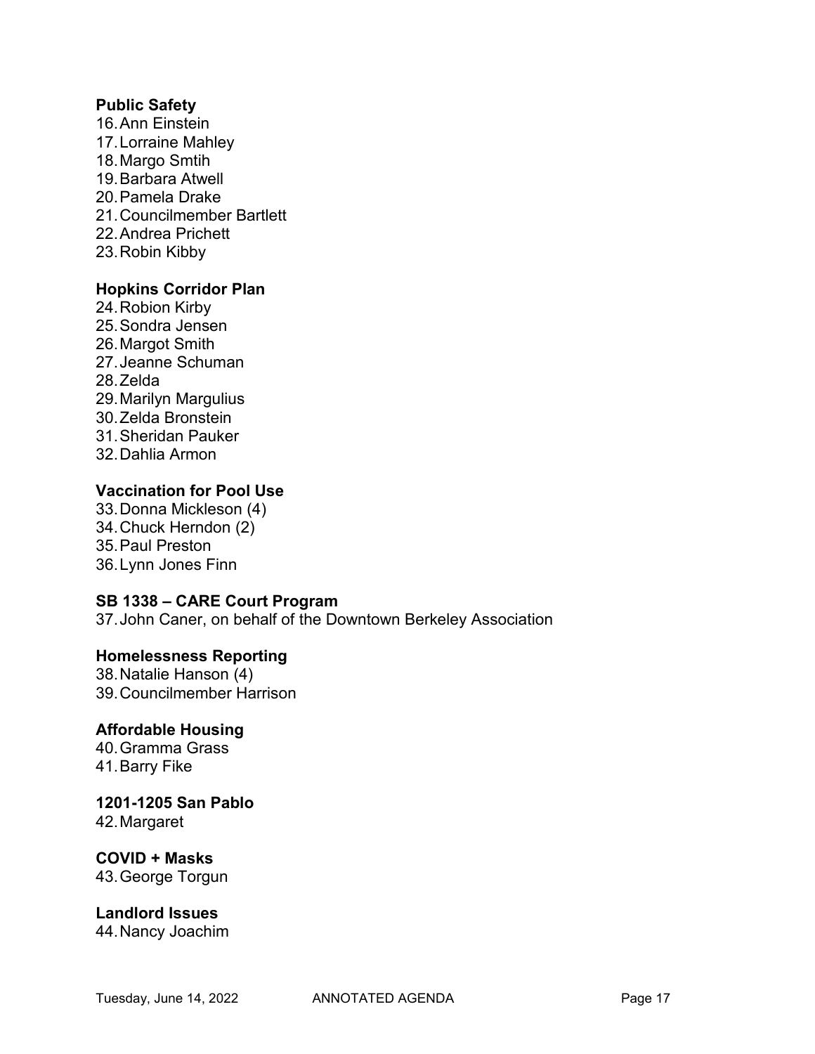**Public Safety**

16. Ann Einstein
17. Lorraine Mahley
18. Margo Smtih
19. Barbara Atwell
20. Pamela Drake
21. Councilmember Bartlett
22. Andrea Prichett
23. Robin Kibby

**Hopkins Corridor Plan**

24. Robion Kirby
25. Sondra Jensen
26. Margot Smith
27. Jeanne Schuman
28. Zelda
29. Marilyn Margulius
30. Zelda Bronstein
31. Sheridan Pauker
32. Dahlia Armon

**Vaccination for Pool Use**

33. Donna Mickleson (4)
34. Chuck Herndon (2)
35. Paul Preston
36. Lynn Jones Finn

**SB 1338 – CARE Court Program**

37. John Caner, on behalf of the Downtown Berkeley Association

**Homelessness Reporting**

38. Natalie Hanson (4)
39. Councilmember Harrison

**Affordable Housing**

40. Gramma Grass
41. Barry Fike

**1201-1205 San Pablo**

42. Margaret

**COVID + Masks**

43. George Torgun

**Landlord Issues**

44. Nancy Joachim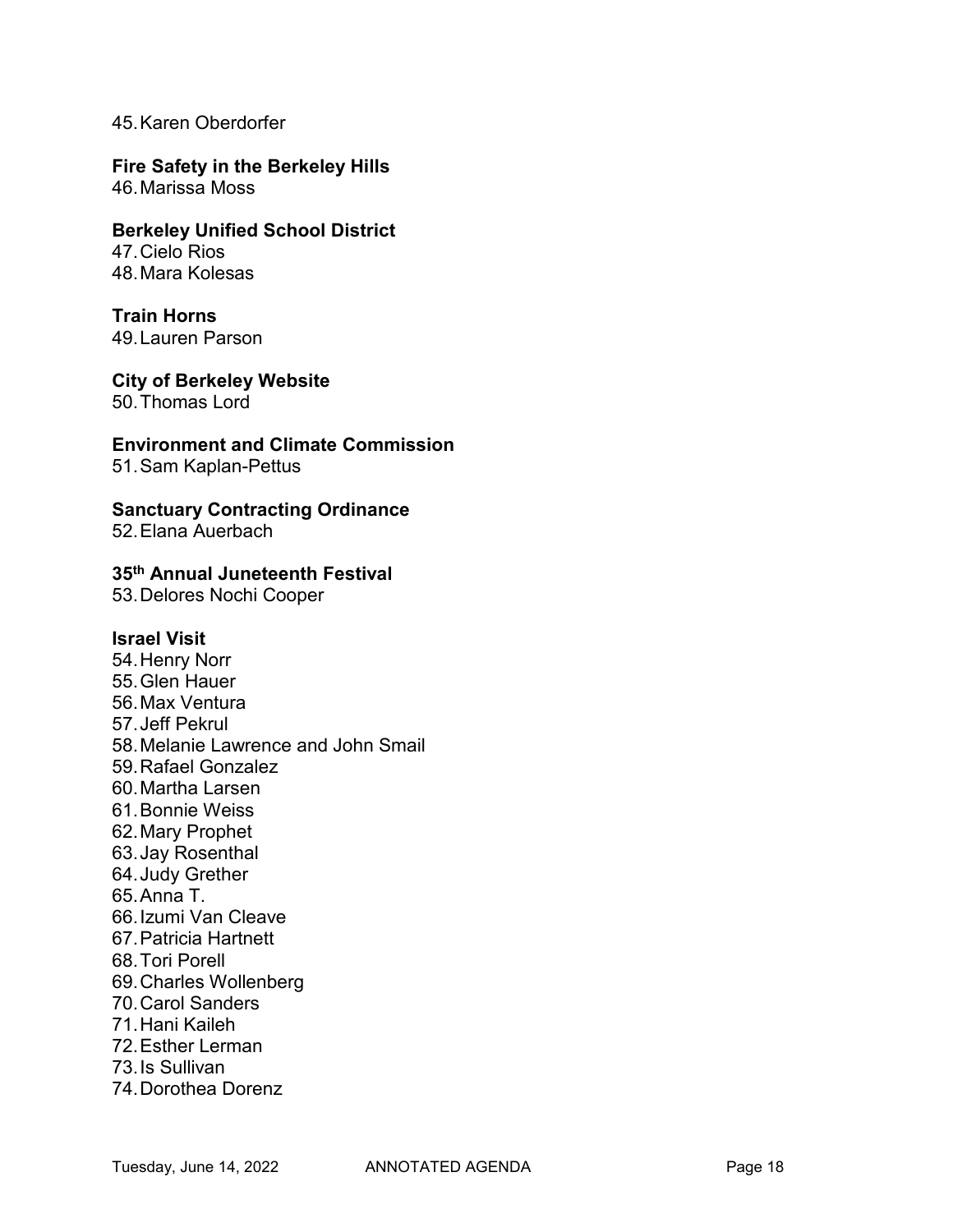45. Karen Oberdorfer

**Fire Safety in the Berkeley Hills**

46. Marissa Moss

**Berkeley Unified School District**

47. Cielo Rios
48. Mara Kolesas

**Train Horns**

49. Lauren Parson

**City of Berkeley Website**

50. Thomas Lord

**Environment and Climate Commission**

51. Sam Kaplan-Pettus

**Sanctuary Contracting Ordinance**

52. Elana Auerbach

**35th Annual Juneteenth Festival**

53. Delores Nochi Cooper

**Israel Visit**

54. Henry Norr
55. Glen Hauer
56. Max Ventura
57. Jeff Pekrul
58. Melanie Lawrence and John Smail
59. Rafael Gonzalez
60. Martha Larsen
61. Bonnie Weiss
62. Mary Prophet
63. Jay Rosenthal
64. Judy Grether
65. Anna T.
66. Izumi Van Cleave
67. Patricia Hartnett
68. Tori Porell
69. Charles Wollenberg
70. Carol Sanders
71. Hani Kaileh
72. Esther Lerman
73. Is Sullivan
74. Dorothea Dorenz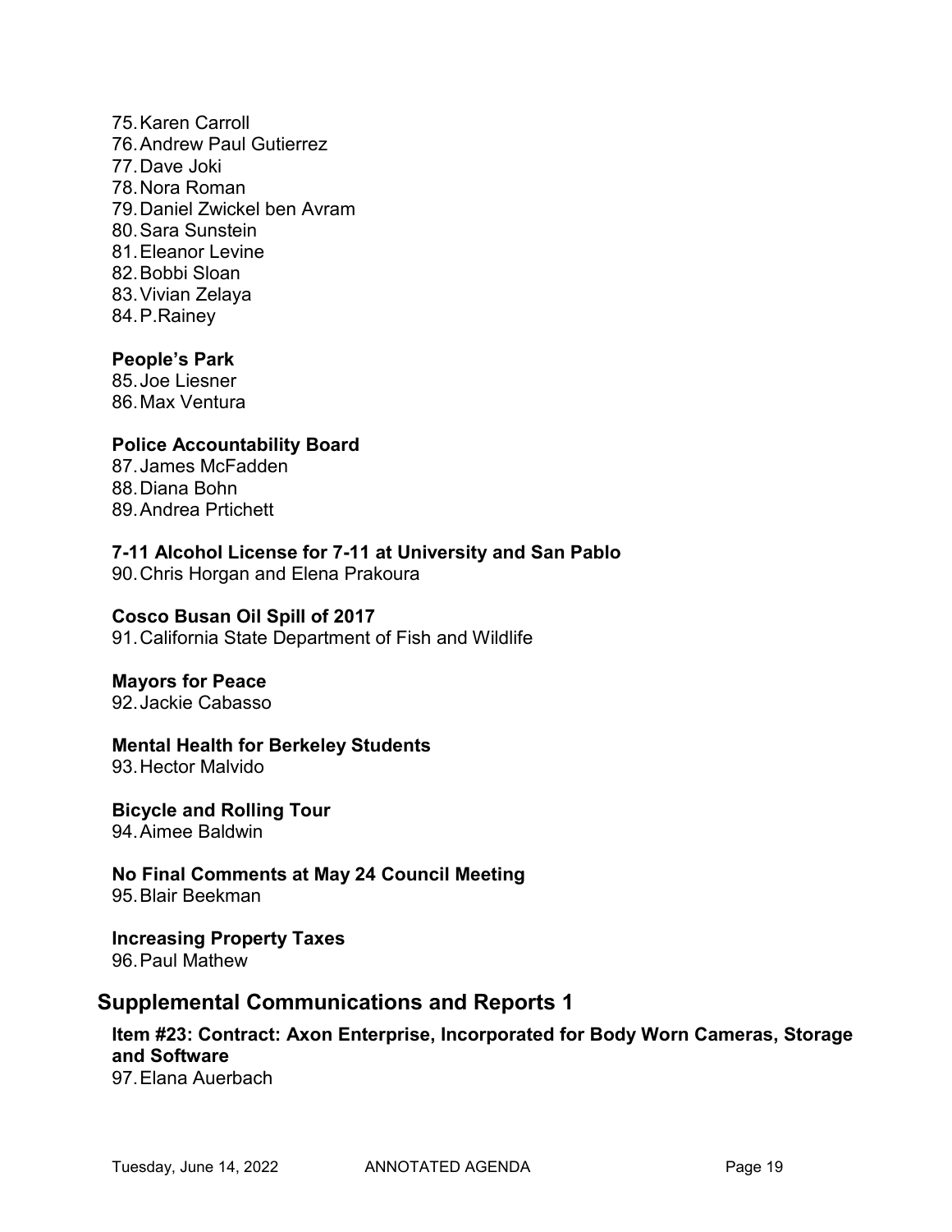75. Karen Carroll
76. Andrew Paul Gutierrez
77. Dave Joki
78. Nora Roman
79. Daniel Zwickel ben Avram
80. Sara Sunstein
81. Eleanor Levine
82. Bobbi Sloan
83. Vivian Zelaya
84. P.Rainey

**People's Park**

85. Joe Liesner
86. Max Ventura

**Police Accountability Board**

87. James McFadden
88. Diana Bohn
89. Andrea Prtichett

**7-11 Alcohol License for 7-11 at University and San Pablo**

90. Chris Horgan and Elena Prakoura

**Cosco Busan Oil Spill of 2017**

91. California State Department of Fish and Wildlife

**Mayors for Peace**

92. Jackie Cabasso

**Mental Health for Berkeley Students**

93. Hector Malvido

**Bicycle and Rolling Tour**

94. Aimee Baldwin

**No Final Comments at May 24 Council Meeting**

95. Blair Beekman

**Increasing Property Taxes**

96. Paul Mathew

## Supplemental Communications and Reports 1

**Item #23: Contract: Axon Enterprise, Incorporated for Body Worn Cameras, Storage and Software**

97. Elana Auerbach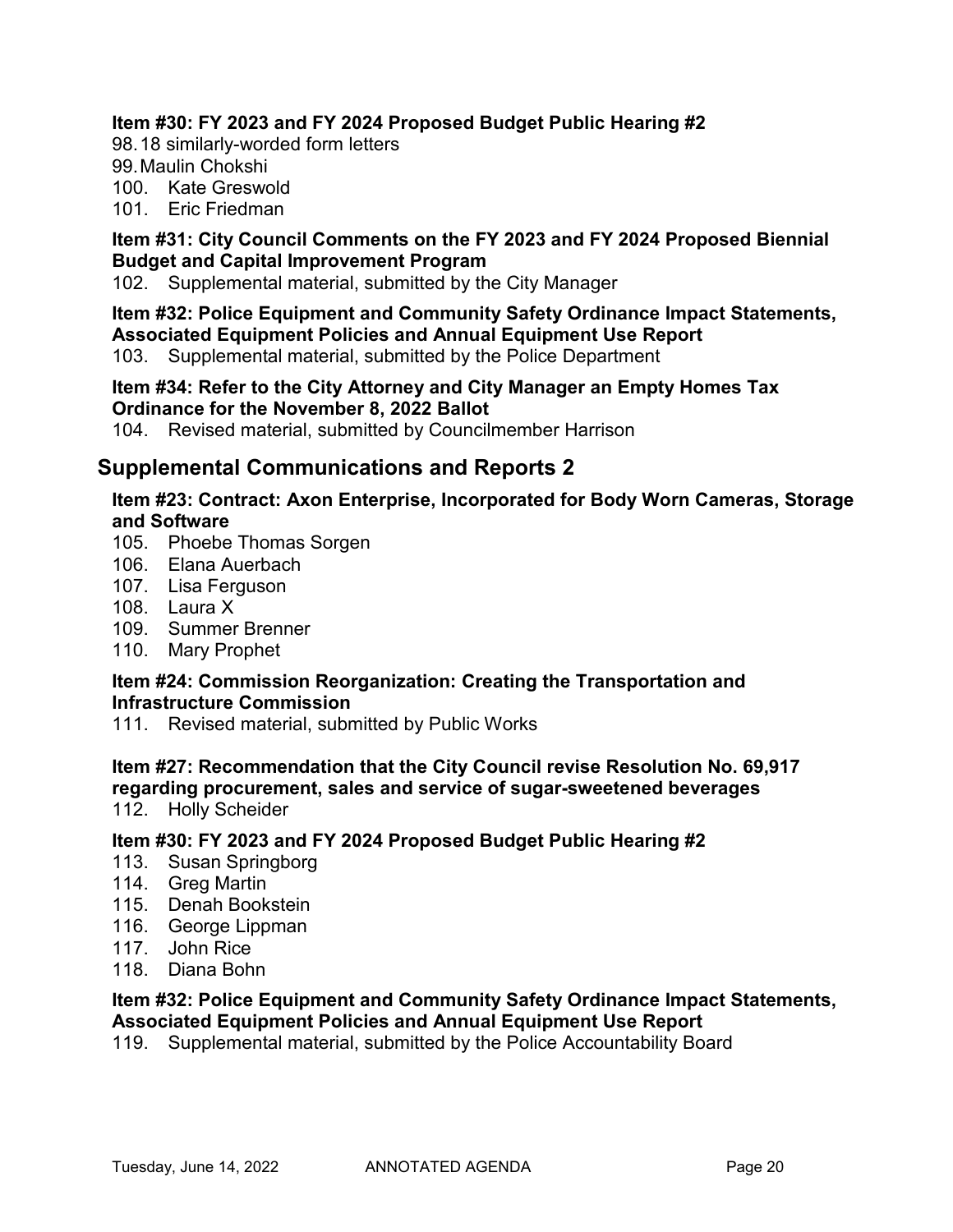**Item #30: FY 2023 and FY 2024 Proposed Budget Public Hearing #2**

98. 18 similarly-worded form letters
99. Maulin Chokshi
100. Kate Greswold
101. Eric Friedman

**Item #31: City Council Comments on the FY 2023 and FY 2024 Proposed Biennial Budget and Capital Improvement Program**

102. Supplemental material, submitted by the City Manager

**Item #32: Police Equipment and Community Safety Ordinance Impact Statements, Associated Equipment Policies and Annual Equipment Use Report**

103. Supplemental material, submitted by the Police Department

**Item #34: Refer to the City Attorney and City Manager an Empty Homes Tax Ordinance for the November 8, 2022 Ballot**

104. Revised material, submitted by Councilmember Harrison

## Supplemental Communications and Reports 2

**Item #23: Contract: Axon Enterprise, Incorporated for Body Worn Cameras, Storage and Software**

105. Phoebe Thomas Sorgen
106. Elana Auerbach
107. Lisa Ferguson
108. Laura X
109. Summer Brenner
110. Mary Prophet

**Item #24: Commission Reorganization: Creating the Transportation and Infrastructure Commission**

111. Revised material, submitted by Public Works

**Item #27: Recommendation that the City Council revise Resolution No. 69,917 regarding procurement, sales and service of sugar-sweetened beverages**

112. Holly Scheider

**Item #30: FY 2023 and FY 2024 Proposed Budget Public Hearing #2**

113. Susan Springborg
114. Greg Martin
115. Denah Bookstein
116. George Lippman
117. John Rice
118. Diana Bohn

**Item #32: Police Equipment and Community Safety Ordinance Impact Statements, Associated Equipment Policies and Annual Equipment Use Report**

119. Supplemental material, submitted by the Police Accountability Board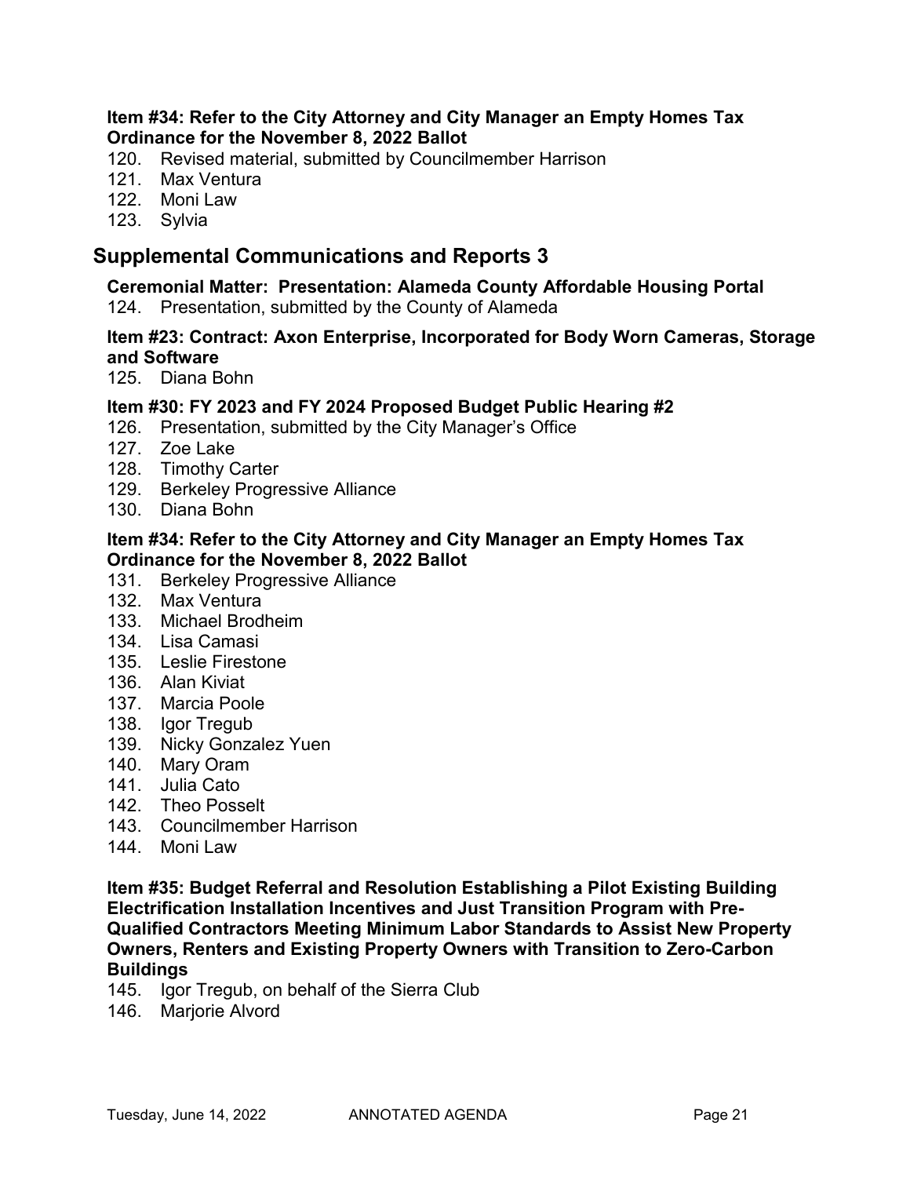**Item #34: Refer to the City Attorney and City Manager an Empty Homes Tax Ordinance for the November 8, 2022 Ballot**

120. Revised material, submitted by Councilmember Harrison
121. Max Ventura
122. Moni Law
123. Sylvia

## Supplemental Communications and Reports 3

**Ceremonial Matter: Presentation: Alameda County Affordable Housing Portal**

124. Presentation, submitted by the County of Alameda

**Item #23: Contract: Axon Enterprise, Incorporated for Body Worn Cameras, Storage and Software**

125. Diana Bohn

**Item #30: FY 2023 and FY 2024 Proposed Budget Public Hearing #2**

126. Presentation, submitted by the City Manager's Office
127. Zoe Lake
128. Timothy Carter
129. Berkeley Progressive Alliance
130. Diana Bohn

**Item #34: Refer to the City Attorney and City Manager an Empty Homes Tax Ordinance for the November 8, 2022 Ballot**

131. Berkeley Progressive Alliance
132. Max Ventura
133. Michael Brodheim
134. Lisa Camasi
135. Leslie Firestone
136. Alan Kiviat
137. Marcia Poole
138. Igor Tregub
139. Nicky Gonzalez Yuen
140. Mary Oram
141. Julia Cato
142. Theo Posselt
143. Councilmember Harrison
144. Moni Law

**Item #35: Budget Referral and Resolution Establishing a Pilot Existing Building Electrification Installation Incentives and Just Transition Program with Pre-Qualified Contractors Meeting Minimum Labor Standards to Assist New Property Owners, Renters and Existing Property Owners with Transition to Zero-Carbon Buildings**

145. Igor Tregub, on behalf of the Sierra Club
146. Marjorie Alvord